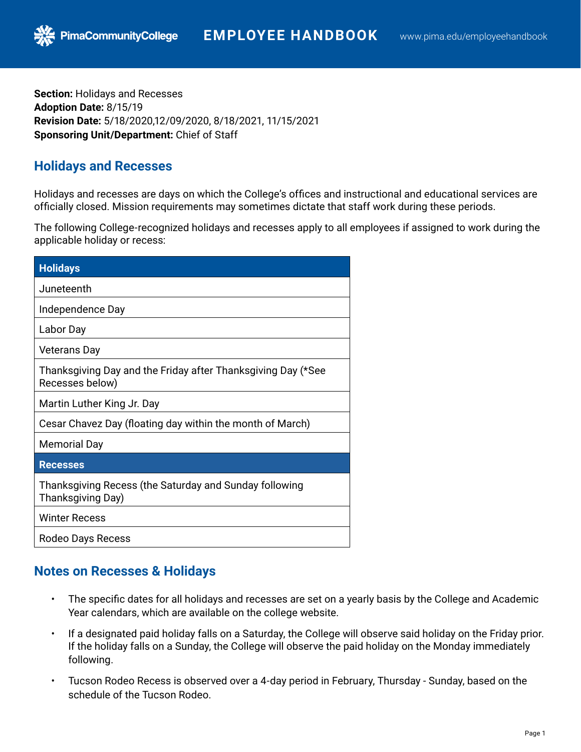**Section:** Holidays and Recesses
**Adoption Date:** 8/15/19
**Revision Date:** 5/18/2020,12/09/2020, 8/18/2021, 11/15/2021
**Sponsoring Unit/Department:** Chief of Staff

## Holidays and Recesses

Holidays and recesses are days on which the College's offices and instructional and educational services are officially closed. Mission requirements may sometimes dictate that staff work during these periods.

The following College-recognized holidays and recesses apply to all employees if assigned to work during the applicable holiday or recess:

| Holidays |
|---|
| Juneteenth |
| Independence Day |
| Labor Day |
| Veterans Day |
| Thanksgiving Day and the Friday after Thanksgiving Day (*See Recesses below) |
| Martin Luther King Jr. Day |
| Cesar Chavez Day (floating day within the month of March) |
| Memorial Day |
| **Recesses** |
| Thanksgiving Recess (the Saturday and Sunday following Thanksgiving Day) |
| Winter Recess |
| Rodeo Days Recess |

## Notes on Recesses & Holidays

- The specific dates for all holidays and recesses are set on a yearly basis by the College and Academic Year calendars, which are available on the college website.
- If a designated paid holiday falls on a Saturday, the College will observe said holiday on the Friday prior. If the holiday falls on a Sunday, the College will observe the paid holiday on the Monday immediately following.
- Tucson Rodeo Recess is observed over a 4-day period in February, Thursday - Sunday, based on the schedule of the Tucson Rodeo.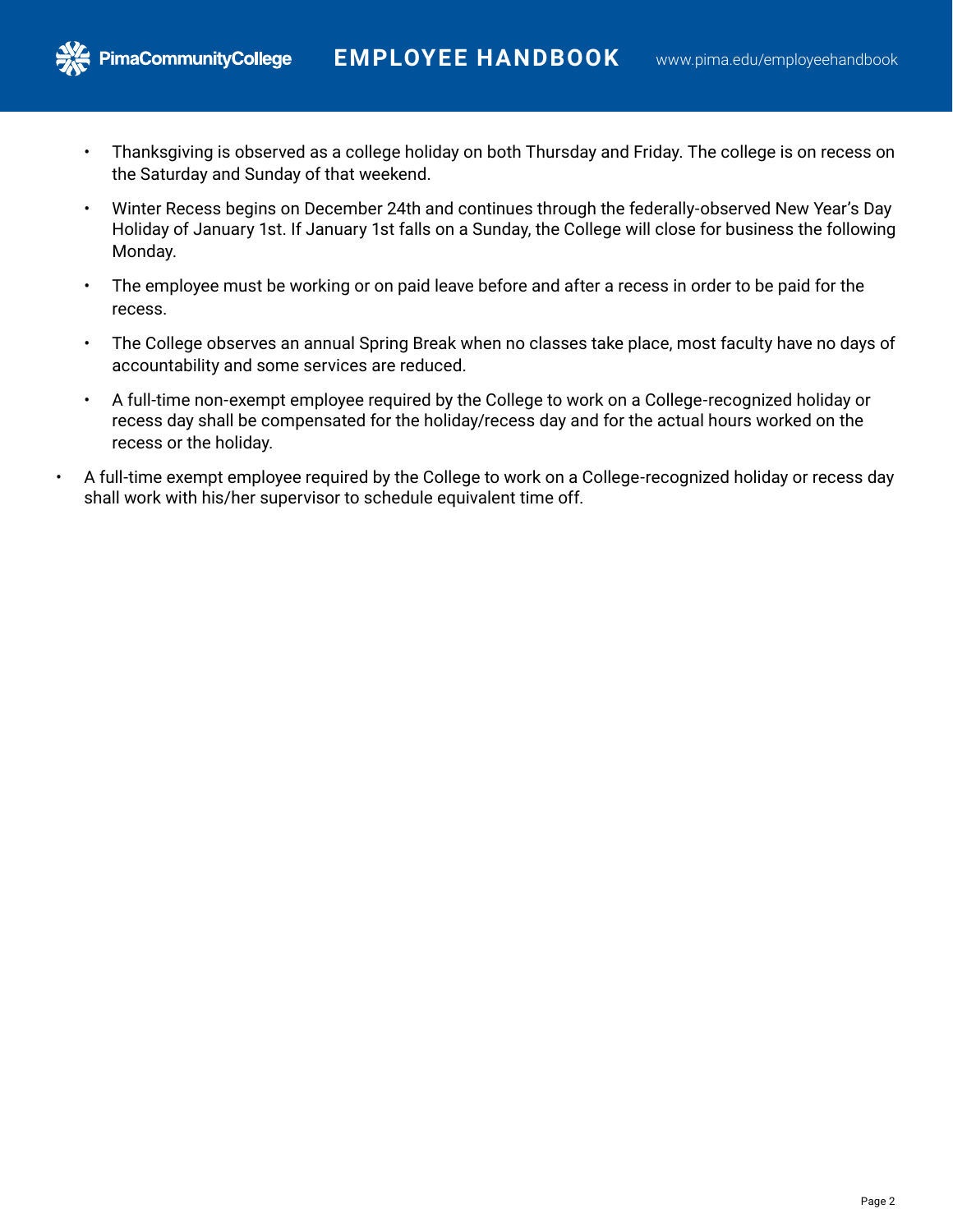- Thanksgiving is observed as a college holiday on both Thursday and Friday. The college is on recess on the Saturday and Sunday of that weekend.
- Winter Recess begins on December 24th and continues through the federally-observed New Year's Day Holiday of January 1st. If January 1st falls on a Sunday, the College will close for business the following Monday.
- The employee must be working or on paid leave before and after a recess in order to be paid for the recess.
- The College observes an annual Spring Break when no classes take place, most faculty have no days of accountability and some services are reduced.
- A full-time non-exempt employee required by the College to work on a College-recognized holiday or recess day shall be compensated for the holiday/recess day and for the actual hours worked on the recess or the holiday.

- A full-time exempt employee required by the College to work on a College-recognized holiday or recess day shall work with his/her supervisor to schedule equivalent time off.